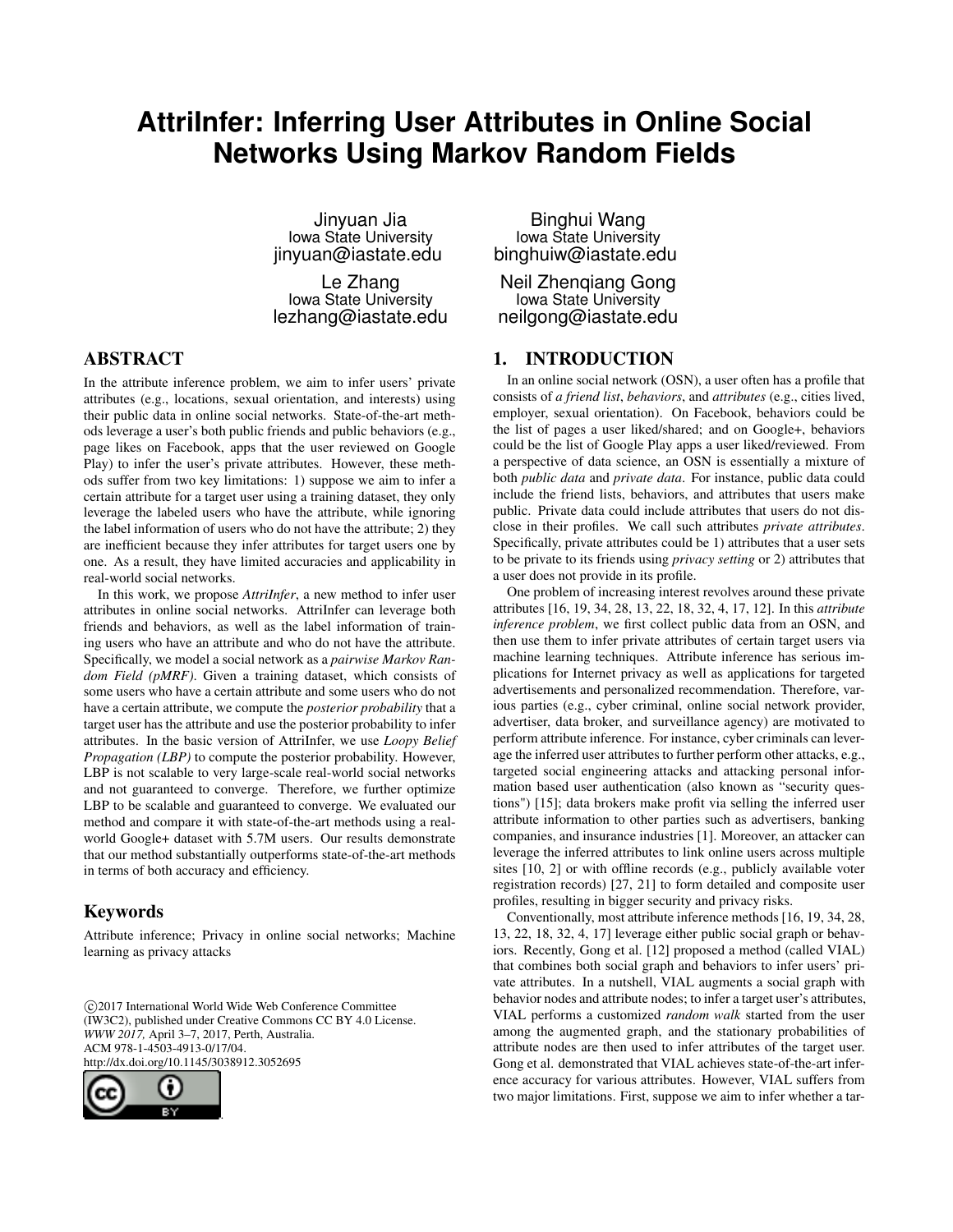# AttriInfer: Inferring User Attributes in Online Social Networks Using Markov Random Fields

Jinyuan Jia
Iowa State University
jinyuan@iastate.edu

Binghui Wang
Iowa State University
binghuiw@iastate.edu

Le Zhang
Iowa State University
lezhang@iastate.edu

Neil Zhenqiang Gong
Iowa State University
neilgong@iastate.edu

## ABSTRACT

In the attribute inference problem, we aim to infer users' private attributes (e.g., locations, sexual orientation, and interests) using their public data in online social networks. State-of-the-art methods leverage a user's both public friends and public behaviors (e.g., page likes on Facebook, apps that the user reviewed on Google Play) to infer the user's private attributes. However, these methods suffer from two key limitations: 1) suppose we aim to infer a certain attribute for a target user using a training dataset, they only leverage the labeled users who have the attribute, while ignoring the label information of users who do not have the attribute; 2) they are inefficient because they infer attributes for target users one by one. As a result, they have limited accuracies and applicability in real-world social networks.

In this work, we propose *AttriInfer*, a new method to infer user attributes in online social networks. AttriInfer can leverage both friends and behaviors, as well as the label information of training users who have an attribute and who do not have the attribute. Specifically, we model a social network as a *pairwise Markov Random Field (pMRF)*. Given a training dataset, which consists of some users who have a certain attribute and some users who do not have a certain attribute, we compute the *posterior probability* that a target user has the attribute and use the posterior probability to infer attributes. In the basic version of AttriInfer, we use *Loopy Belief Propagation (LBP)* to compute the posterior probability. However, LBP is not scalable to very large-scale real-world social networks and not guaranteed to converge. Therefore, we further optimize LBP to be scalable and guaranteed to converge. We evaluated our method and compare it with state-of-the-art methods using a real-world Google+ dataset with 5.7M users. Our results demonstrate that our method substantially outperforms state-of-the-art methods in terms of both accuracy and efficiency.

## Keywords

Attribute inference; Privacy in online social networks; Machine learning as privacy attacks

©2017 International World Wide Web Conference Committee (IW3C2), published under Creative Commons CC BY 4.0 License.
*WWW 2017,* April 3–7, 2017, Perth, Australia.
ACM 978-1-4503-4913-0/17/04.
http://dx.doi.org/10.1145/3038912.3052695

## 1. INTRODUCTION

In an online social network (OSN), a user often has a profile that consists of *a friend list*, *behaviors*, and *attributes* (e.g., cities lived, employer, sexual orientation). On Facebook, behaviors could be the list of pages a user liked/shared; and on Google+, behaviors could be the list of Google Play apps a user liked/reviewed. From a perspective of data science, an OSN is essentially a mixture of both *public data* and *private data*. For instance, public data could include the friend lists, behaviors, and attributes that users make public. Private data could include attributes that users do not disclose in their profiles. We call such attributes *private attributes*. Specifically, private attributes could be 1) attributes that a user sets to be private to its friends using *privacy setting* or 2) attributes that a user does not provide in its profile.

One problem of increasing interest revolves around these private attributes [16, 19, 34, 28, 13, 22, 18, 32, 4, 17, 12]. In this *attribute inference problem*, we first collect public data from an OSN, and then use them to infer private attributes of certain target users via machine learning techniques. Attribute inference has serious implications for Internet privacy as well as applications for targeted advertisements and personalized recommendation. Therefore, various parties (e.g., cyber criminal, online social network provider, advertiser, data broker, and surveillance agency) are motivated to perform attribute inference. For instance, cyber criminals can leverage the inferred user attributes to further perform other attacks, e.g., targeted social engineering attacks and attacking personal information based user authentication (also known as "security questions") [15]; data brokers make profit via selling the inferred user attribute information to other parties such as advertisers, banking companies, and insurance industries [1]. Moreover, an attacker can leverage the inferred attributes to link online users across multiple sites [10, 2] or with offline records (e.g., publicly available voter registration records) [27, 21] to form detailed and composite user profiles, resulting in bigger security and privacy risks.

Conventionally, most attribute inference methods [16, 19, 34, 28, 13, 22, 18, 32, 4, 17] leverage either public social graph or behaviors. Recently, Gong et al. [12] proposed a method (called VIAL) that combines both social graph and behaviors to infer users' private attributes. In a nutshell, VIAL augments a social graph with behavior nodes and attribute nodes; to infer a target user's attributes, VIAL performs a customized *random walk* started from the user among the augmented graph, and the stationary probabilities of attribute nodes are then used to infer attributes of the target user. Gong et al. demonstrated that VIAL achieves state-of-the-art inference accuracy for various attributes. However, VIAL suffers from two major limitations. First, suppose we aim to infer whether a tar-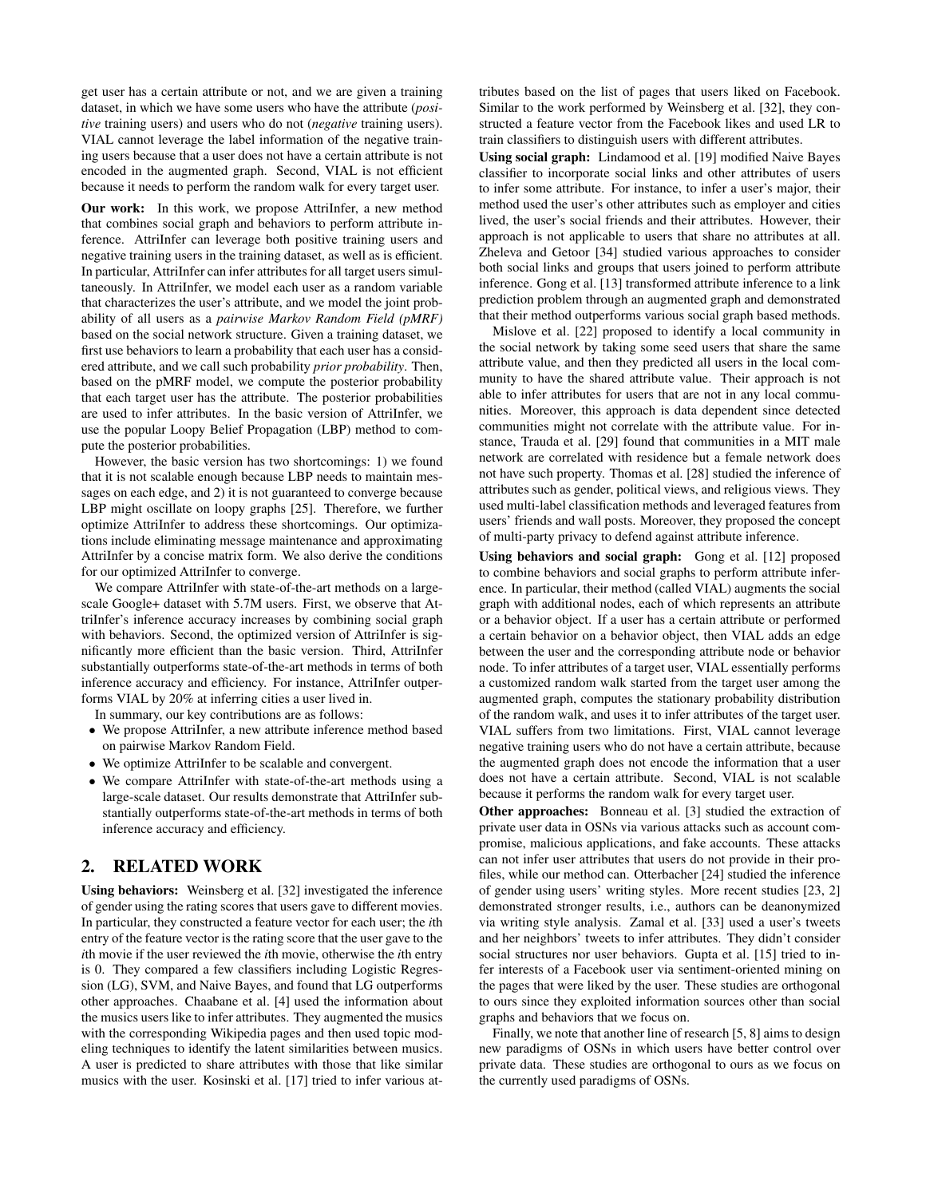get user has a certain attribute or not, and we are given a training dataset, in which we have some users who have the attribute (*positive* training users) and users who do not (*negative* training users). VIAL cannot leverage the label information of the negative training users because that a user does not have a certain attribute is not encoded in the augmented graph. Second, VIAL is not efficient because it needs to perform the random walk for every target user.

**Our work:** In this work, we propose AttriInfer, a new method that combines social graph and behaviors to perform attribute inference. AttriInfer can leverage both positive training users and negative training users in the training dataset, as well as is efficient. In particular, AttriInfer can infer attributes for all target users simultaneously. In AttriInfer, we model each user as a random variable that characterizes the user's attribute, and we model the joint probability of all users as a *pairwise Markov Random Field (pMRF)* based on the social network structure. Given a training dataset, we first use behaviors to learn a probability that each user has a considered attribute, and we call such probability *prior probability*. Then, based on the pMRF model, we compute the posterior probability that each target user has the attribute. The posterior probabilities are used to infer attributes. In the basic version of AttriInfer, we use the popular Loopy Belief Propagation (LBP) method to compute the posterior probabilities.

However, the basic version has two shortcomings: 1) we found that it is not scalable enough because LBP needs to maintain messages on each edge, and 2) it is not guaranteed to converge because LBP might oscillate on loopy graphs [25]. Therefore, we further optimize AttriInfer to address these shortcomings. Our optimizations include eliminating message maintenance and approximating AttriInfer by a concise matrix form. We also derive the conditions for our optimized AttriInfer to converge.

We compare AttriInfer with state-of-the-art methods on a large-scale Google+ dataset with 5.7M users. First, we observe that AttriInfer's inference accuracy increases by combining social graph with behaviors. Second, the optimized version of AttriInfer is significantly more efficient than the basic version. Third, AttriInfer substantially outperforms state-of-the-art methods in terms of both inference accuracy and efficiency. For instance, AttriInfer outperforms VIAL by 20% at inferring cities a user lived in.

In summary, our key contributions are as follows:

- We propose AttriInfer, a new attribute inference method based on pairwise Markov Random Field.
- We optimize AttriInfer to be scalable and convergent.
- We compare AttriInfer with state-of-the-art methods using a large-scale dataset. Our results demonstrate that AttriInfer substantially outperforms state-of-the-art methods in terms of both inference accuracy and efficiency.

## 2. RELATED WORK

**Using behaviors:** Weinsberg et al. [32] investigated the inference of gender using the rating scores that users gave to different movies. In particular, they constructed a feature vector for each user; the *i*th entry of the feature vector is the rating score that the user gave to the *i*th movie if the user reviewed the *i*th movie, otherwise the *i*th entry is 0. They compared a few classifiers including Logistic Regression (LG), SVM, and Naive Bayes, and found that LG outperforms other approaches. Chaabane et al. [4] used the information about the musics users like to infer attributes. They augmented the musics with the corresponding Wikipedia pages and then used topic modeling techniques to identify the latent similarities between musics. A user is predicted to share attributes with those that like similar musics with the user. Kosinski et al. [17] tried to infer various attributes based on the list of pages that users liked on Facebook. Similar to the work performed by Weinsberg et al. [32], they constructed a feature vector from the Facebook likes and used LR to train classifiers to distinguish users with different attributes.

**Using social graph:** Lindamood et al. [19] modified Naive Bayes classifier to incorporate social links and other attributes of users to infer some attribute. For instance, to infer a user's major, their method used the user's other attributes such as employer and cities lived, the user's social friends and their attributes. However, their approach is not applicable to users that share no attributes at all. Zheleva and Getoor [34] studied various approaches to consider both social links and groups that users joined to perform attribute inference. Gong et al. [13] transformed attribute inference to a link prediction problem through an augmented graph and demonstrated that their method outperforms various social graph based methods.

Mislove et al. [22] proposed to identify a local community in the social network by taking some seed users that share the same attribute value, and then they predicted all users in the local community to have the shared attribute value. Their approach is not able to infer attributes for users that are not in any local communities. Moreover, this approach is data dependent since detected communities might not correlate with the attribute value. For instance, Trauda et al. [29] found that communities in a MIT male network are correlated with residence but a female network does not have such property. Thomas et al. [28] studied the inference of attributes such as gender, political views, and religious views. They used multi-label classification methods and leveraged features from users' friends and wall posts. Moreover, they proposed the concept of multi-party privacy to defend against attribute inference.

**Using behaviors and social graph:** Gong et al. [12] proposed to combine behaviors and social graphs to perform attribute inference. In particular, their method (called VIAL) augments the social graph with additional nodes, each of which represents an attribute or a behavior object. If a user has a certain attribute or performed a certain behavior on a behavior object, then VIAL adds an edge between the user and the corresponding attribute node or behavior node. To infer attributes of a target user, VIAL essentially performs a customized random walk started from the target user among the augmented graph, computes the stationary probability distribution of the random walk, and uses it to infer attributes of the target user. VIAL suffers from two limitations. First, VIAL cannot leverage negative training users who do not have a certain attribute, because the augmented graph does not encode the information that a user does not have a certain attribute. Second, VIAL is not scalable because it performs the random walk for every target user.

**Other approaches:** Bonneau et al. [3] studied the extraction of private user data in OSNs via various attacks such as account compromise, malicious applications, and fake accounts. These attacks can not infer user attributes that users do not provide in their profiles, while our method can. Otterbacher [24] studied the inference of gender using users' writing styles. More recent studies [23, 2] demonstrated stronger results, i.e., authors can be deanonymized via writing style analysis. Zamal et al. [33] used a user's tweets and her neighbors' tweets to infer attributes. They didn't consider social structures nor user behaviors. Gupta et al. [15] tried to infer interests of a Facebook user via sentiment-oriented mining on the pages that were liked by the user. These studies are orthogonal to ours since they exploited information sources other than social graphs and behaviors that we focus on.

Finally, we note that another line of research [5, 8] aims to design new paradigms of OSNs in which users have better control over private data. These studies are orthogonal to ours as we focus on the currently used paradigms of OSNs.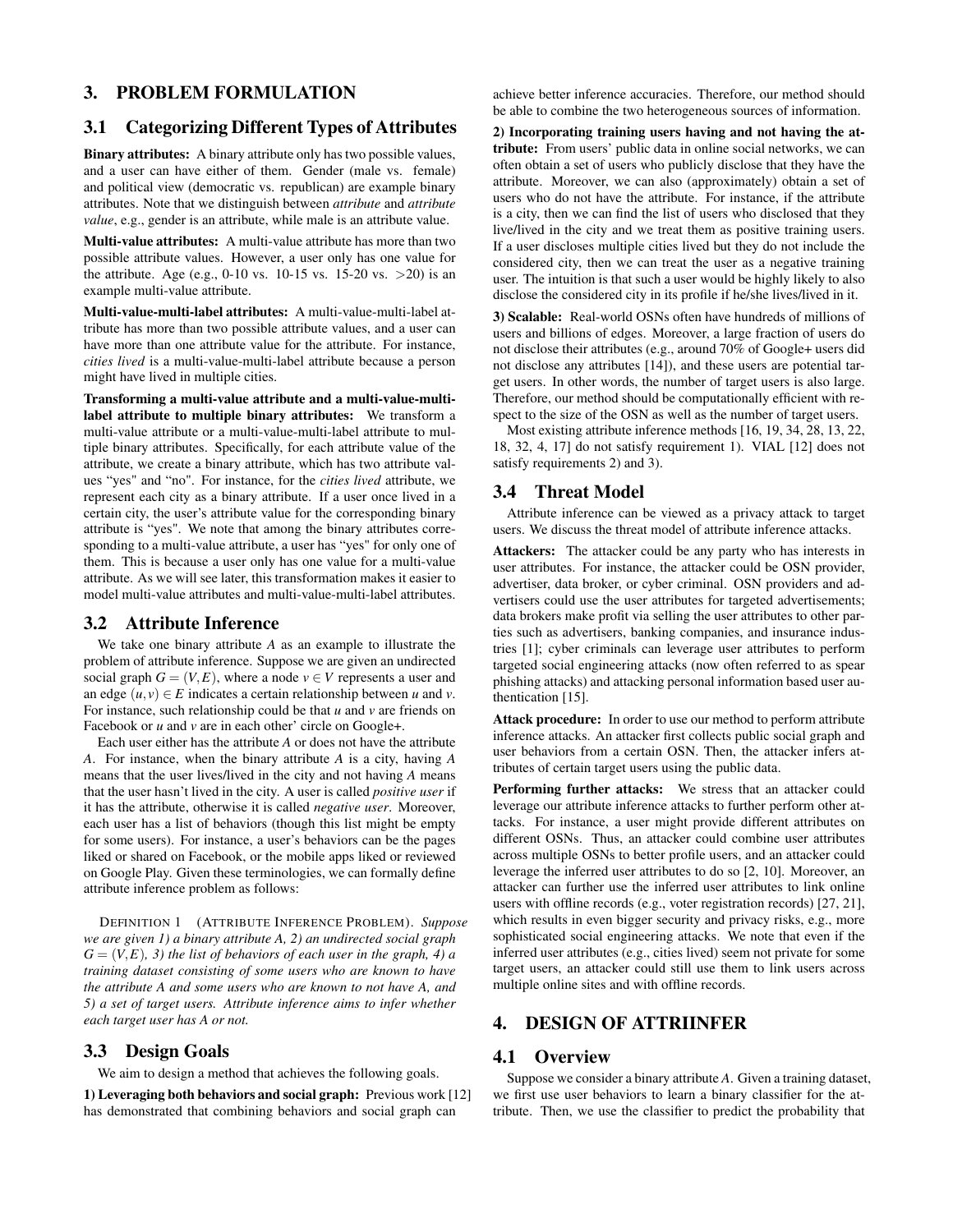## 3. PROBLEM FORMULATION

### 3.1 Categorizing Different Types of Attributes

**Binary attributes:** A binary attribute only has two possible values, and a user can have either of them. Gender (male vs. female) and political view (democratic vs. republican) are example binary attributes. Note that we distinguish between *attribute* and *attribute value*, e.g., gender is an attribute, while male is an attribute value.

**Multi-value attributes:** A multi-value attribute has more than two possible attribute values. However, a user only has one value for the attribute. Age (e.g., 0-10 vs. 10-15 vs. 15-20 vs. $>20$) is an example multi-value attribute.

**Multi-value-multi-label attributes:** A multi-value-multi-label attribute has more than two possible attribute values, and a user can have more than one attribute value for the attribute. For instance, *cities lived* is a multi-value-multi-label attribute because a person might have lived in multiple cities.

**Transforming a multi-value attribute and a multi-value-multi-label attribute to multiple binary attributes:** We transform a multi-value attribute or a multi-value-multi-label attribute to multiple binary attributes. Specifically, for each attribute value of the attribute, we create a binary attribute, which has two attribute values "yes" and "no". For instance, for the *cities lived* attribute, we represent each city as a binary attribute. If a user once lived in a certain city, the user's attribute value for the corresponding binary attribute is "yes". We note that among the binary attributes corresponding to a multi-value attribute, a user has "yes" for only one of them. This is because a user only has one value for a multi-value attribute. As we will see later, this transformation makes it easier to model multi-value attributes and multi-value-multi-label attributes.

### 3.2 Attribute Inference

We take one binary attribute $A$ as an example to illustrate the problem of attribute inference. Suppose we are given an undirected social graph $G = (V, E)$, where a node $v \in V$ represents a user and an edge $(u, v) \in E$ indicates a certain relationship between $u$ and $v$. For instance, such relationship could be that $u$ and $v$ are friends on Facebook or $u$ and $v$ are in each other' circle on Google+.

Each user either has the attribute $A$ or does not have the attribute $A$. For instance, when the binary attribute $A$ is a city, having $A$ means that the user lives/lived in the city and not having $A$ means that the user hasn't lived in the city. A user is called *positive user* if it has the attribute, otherwise it is called *negative user*. Moreover, each user has a list of behaviors (though this list might be empty for some users). For instance, a user's behaviors can be the pages liked or shared on Facebook, or the mobile apps liked or reviewed on Google Play. Given these terminologies, we can formally define attribute inference problem as follows:

DEFINITION 1 (ATTRIBUTE INFERENCE PROBLEM). *Suppose we are given 1) a binary attribute A, 2) an undirected social graph $G = (V, E)$, 3) the list of behaviors of each user in the graph, 4) a training dataset consisting of some users who are known to have the attribute A and some users who are known to not have A, and 5) a set of target users. Attribute inference aims to infer whether each target user has A or not.*

### 3.3 Design Goals

We aim to design a method that achieves the following goals.

**1) Leveraging both behaviors and social graph:** Previous work [12] has demonstrated that combining behaviors and social graph can achieve better inference accuracies. Therefore, our method should be able to combine the two heterogeneous sources of information.

**2) Incorporating training users having and not having the attribute:** From users' public data in online social networks, we can often obtain a set of users who publicly disclose that they have the attribute. Moreover, we can also (approximately) obtain a set of users who do not have the attribute. For instance, if the attribute is a city, then we can find the list of users who disclosed that they live/lived in the city and we treat them as positive training users. If a user discloses multiple cities lived but they do not include the considered city, then we can treat the user as a negative training user. The intuition is that such a user would be highly likely to also disclose the considered city in its profile if he/she lives/lived in it.

**3) Scalable:** Real-world OSNs often have hundreds of millions of users and billions of edges. Moreover, a large fraction of users do not disclose their attributes (e.g., around 70% of Google+ users did not disclose any attributes [14]), and these users are potential target users. In other words, the number of target users is also large. Therefore, our method should be computationally efficient with respect to the size of the OSN as well as the number of target users.

Most existing attribute inference methods [16, 19, 34, 28, 13, 22, 18, 32, 4, 17] do not satisfy requirement 1). VIAL [12] does not satisfy requirements 2) and 3).

### 3.4 Threat Model

Attribute inference can be viewed as a privacy attack to target users. We discuss the threat model of attribute inference attacks.

**Attackers:** The attacker could be any party who has interests in user attributes. For instance, the attacker could be OSN provider, advertiser, data broker, or cyber criminal. OSN providers and advertisers could use the user attributes for targeted advertisements; data brokers make profit via selling the user attributes to other parties such as advertisers, banking companies, and insurance industries [1]; cyber criminals can leverage user attributes to perform targeted social engineering attacks (now often referred to as spear phishing attacks) and attacking personal information based user authentication [15].

**Attack procedure:** In order to use our method to perform attribute inference attacks. An attacker first collects public social graph and user behaviors from a certain OSN. Then, the attacker infers attributes of certain target users using the public data.

**Performing further attacks:** We stress that an attacker could leverage our attribute inference attacks to further perform other attacks. For instance, a user might provide different attributes on different OSNs. Thus, an attacker could combine user attributes across multiple OSNs to better profile users, and an attacker could leverage the inferred user attributes to do so [2, 10]. Moreover, an attacker can further use the inferred user attributes to link online users with offline records (e.g., voter registration records) [27, 21], which results in even bigger security and privacy risks, e.g., more sophisticated social engineering attacks. We note that even if the inferred user attributes (e.g., cities lived) seem not private for some target users, an attacker could still use them to link users across multiple online sites and with offline records.

## 4. DESIGN OF ATTRIINFER

### 4.1 Overview

Suppose we consider a binary attribute $A$. Given a training dataset, we first use user behaviors to learn a binary classifier for the attribute. Then, we use the classifier to predict the probability that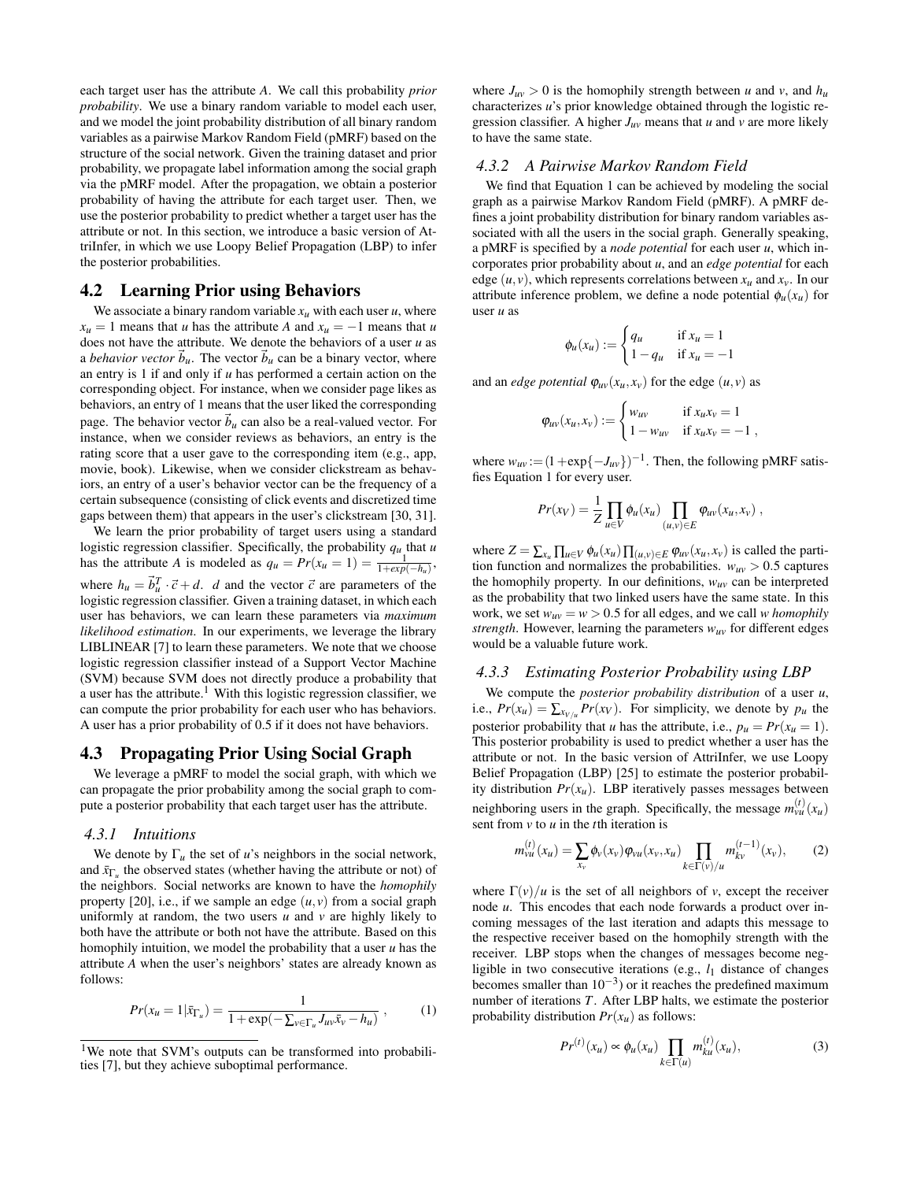each target user has the attribute $A$. We call this probability *prior probability*. We use a binary random variable to model each user, and we model the joint probability distribution of all binary random variables as a pairwise Markov Random Field (pMRF) based on the structure of the social network. Given the training dataset and prior probability, we propagate label information among the social graph via the pMRF model. After the propagation, we obtain a posterior probability of having the attribute for each target user. Then, we use the posterior probability to predict whether a target user has the attribute or not. In this section, we introduce a basic version of AttriInfer, in which we use Loopy Belief Propagation (LBP) to infer the posterior probabilities.

## 4.2 Learning Prior using Behaviors

We associate a binary random variable $x_u$ with each user $u$, where $x_u = 1$ means that $u$ has the attribute $A$ and $x_u = -1$ means that $u$ does not have the attribute. We denote the behaviors of a user $u$ as a *behavior vector* $\vec{b}_u$. The vector $\vec{b}_u$ can be a binary vector, where an entry is 1 if and only if $u$ has performed a certain action on the corresponding object. For instance, when we consider page likes as behaviors, an entry of 1 means that the user liked the corresponding page. The behavior vector $\vec{b}_u$ can also be a real-valued vector. For instance, when we consider reviews as behaviors, an entry is the rating score that a user gave to the corresponding item (e.g., app, movie, book). Likewise, when we consider clickstream as behaviors, an entry of a user's behavior vector can be the frequency of a certain subsequence (consisting of click events and discretized time gaps between them) that appears in the user's clickstream [30, 31].

We learn the prior probability of target users using a standard logistic regression classifier. Specifically, the probability $q_u$ that $u$ has the attribute $A$ is modeled as $q_u = Pr(x_u = 1) = \frac{1}{1+exp(-h_u)}$, where $h_u = \vec{b}_u^T \cdot \vec{c} + d$. $d$ and the vector $\vec{c}$ are parameters of the logistic regression classifier. Given a training dataset, in which each user has behaviors, we can learn these parameters via *maximum likelihood estimation*. In our experiments, we leverage the library LIBLINEAR [7] to learn these parameters. We note that we choose logistic regression classifier instead of a Support Vector Machine (SVM) because SVM does not directly produce a probability that a user has the attribute.[1] With this logistic regression classifier, we can compute the prior probability for each user who has behaviors. A user has a prior probability of 0.5 if it does not have behaviors.

## 4.3 Propagating Prior Using Social Graph

We leverage a pMRF to model the social graph, with which we can propagate the prior probability among the social graph to compute a posterior probability that each target user has the attribute.

### 4.3.1 Intuitions

We denote by $\Gamma_u$ the set of $u$'s neighbors in the social network, and $\bar{x}_{\Gamma_u}$ the observed states (whether having the attribute or not) of the neighbors. Social networks are known to have the *homophily* property [20], i.e., if we sample an edge $(u, v)$ from a social graph uniformly at random, the two users $u$ and $v$ are highly likely to both have the attribute or both not have the attribute. Based on this homophily intuition, we model the probability that a user $u$ has the attribute $A$ when the user's neighbors' states are already known as follows:

$$Pr(x_u = 1|\bar{x}_{\Gamma_u}) = \frac{1}{1 + \exp(-\sum_{v \in \Gamma_u} J_{uv}\bar{x}_v - h_u)}\ , \tag{1}$$

where $J_{uv} > 0$ is the homophily strength between $u$ and $v$, and $h_u$ characterizes $u$'s prior knowledge obtained through the logistic regression classifier. A higher $J_{uv}$ means that $u$ and $v$ are more likely to have the same state.

### 4.3.2 A Pairwise Markov Random Field

We find that Equation 1 can be achieved by modeling the social graph as a pairwise Markov Random Field (pMRF). A pMRF defines a joint probability distribution for binary random variables associated with all the users in the social graph. Generally speaking, a pMRF is specified by a *node potential* for each user $u$, which incorporates prior probability about $u$, and an *edge potential* for each edge $(u, v)$, which represents correlations between $x_u$ and $x_v$. In our attribute inference problem, we define a node potential $\phi_u(x_u)$ for user $u$ as

$$\phi_u(x_u) := \begin{cases} q_u & \text{if } x_u = 1 \\ 1 - q_u & \text{if } x_u = -1 \end{cases}$$

and an *edge potential* $\varphi_{uv}(x_u, x_v)$ for the edge $(u, v)$ as

$$\varphi_{uv}(x_u, x_v) := \begin{cases} w_{uv} & \text{if } x_u x_v = 1 \\ 1 - w_{uv} & \text{if } x_u x_v = -1\ , \end{cases}$$

where $w_{uv} := (1 + \exp\{-J_{uv}\})^{-1}$. Then, the following pMRF satisfies Equation 1 for every user.

$$Pr(x_V) = \frac{1}{Z} \prod_{u \in V} \phi_u(x_u) \prod_{(u,v) \in E} \varphi_{uv}(x_u, x_v)\ ,$$

where $Z = \sum_{x_u} \prod_{u \in V} \phi_u(x_u) \prod_{(u,v) \in E} \varphi_{uv}(x_u, x_v)$ is called the partition function and normalizes the probabilities. $w_{uv} > 0.5$ captures the homophily property. In our definitions, $w_{uv}$ can be interpreted as the probability that two linked users have the same state. In this work, we set $w_{uv} = w > 0.5$ for all edges, and we call $w$ *homophily strength*. However, learning the parameters $w_{uv}$ for different edges would be a valuable future work.

### 4.3.3 Estimating Posterior Probability using LBP

We compute the *posterior probability distribution* of a user $u$, i.e., $Pr(x_u) = \sum_{x_{V/u}} Pr(x_V)$. For simplicity, we denote by $p_u$ the posterior probability that $u$ has the attribute, i.e., $p_u = Pr(x_u = 1)$. This posterior probability is used to predict whether a user has the attribute or not. In the basic version of AttriInfer, we use Loopy Belief Propagation (LBP) [25] to estimate the posterior probability distribution $Pr(x_u)$. LBP iteratively passes messages between neighboring users in the graph. Specifically, the message $m_{vu}^{(t)}(x_u)$ sent from $v$ to $u$ in the $t$th iteration is

$$m_{vu}^{(t)}(x_u) = \sum_{x_v} \phi_v(x_v) \varphi_{vu}(x_v, x_u) \prod_{k \in \Gamma(v)/u} m_{kv}^{(t-1)}(x_v), \tag{2}$$

where $\Gamma(v)/u$ is the set of all neighbors of $v$, except the receiver node $u$. This encodes that each node forwards a product over incoming messages of the last iteration and adapts this message to the respective receiver based on the homophily strength with the receiver. LBP stops when the changes of messages become negligible in two consecutive iterations (e.g., $l_1$ distance of changes becomes smaller than $10^{-3}$) or it reaches the predefined maximum number of iterations $T$. After LBP halts, we estimate the posterior probability distribution $Pr(x_u)$ as follows:

$$Pr^{(t)}(x_u) \propto \phi_u(x_u) \prod_{k \in \Gamma(u)} m_{ku}^{(t)}(x_u), \tag{3}$$

[1] We note that SVM's outputs can be transformed into probabilities [7], but they achieve suboptimal performance.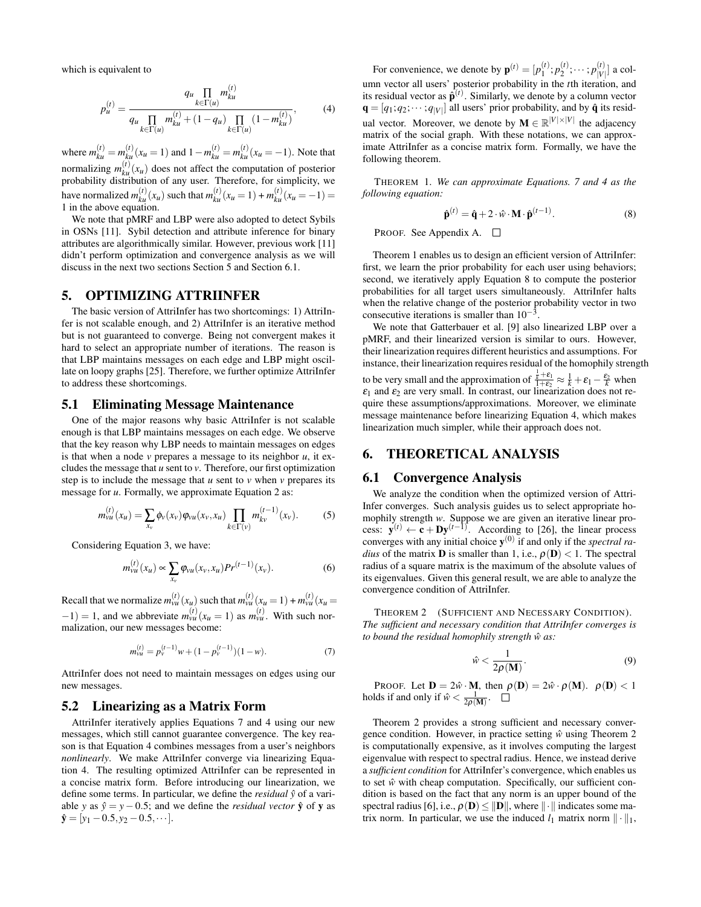which is equivalent to

$$p_u^{(t)} = \frac{q_u \prod_{k \in \Gamma(u)} m_{ku}^{(t)}}{q_u \prod_{k \in \Gamma(u)} m_{ku}^{(t)} + (1-q_u) \prod_{k \in \Gamma(u)} (1-m_{ku}^{(t)})}, \tag{4}$$

where $m_{ku}^{(t)} = m_{ku}^{(t)}(x_u = 1)$ and $1 - m_{ku}^{(t)} = m_{ku}^{(t)}(x_u = -1)$. Note that normalizing $m_{ku}^{(t)}(x_u)$ does not affect the computation of posterior probability distribution of any user. Therefore, for simplicity, we have normalized $m_{ku}^{(t)}(x_u)$ such that $m_{ku}^{(t)}(x_u = 1) + m_{ku}^{(t)}(x_u = -1) = 1$ in the above equation.

We note that pMRF and LBP were also adopted to detect Sybils in OSNs [11]. Sybil detection and attribute inference for binary attributes are algorithmically similar. However, previous work [11] didn't perform optimization and convergence analysis as we will discuss in the next two sections Section 5 and Section 6.1.

## 5. OPTIMIZING ATTRIINFER

The basic version of AttriInfer has two shortcomings: 1) AttriInfer is not scalable enough, and 2) AttriInfer is an iterative method but is not guaranteed to converge. Being not convergent makes it hard to select an appropriate number of iterations. The reason is that LBP maintains messages on each edge and LBP might oscillate on loopy graphs [25]. Therefore, we further optimize AttriInfer to address these shortcomings.

### 5.1 Eliminating Message Maintenance

One of the major reasons why basic AttriInfer is not scalable enough is that LBP maintains messages on each edge. We observe that the key reason why LBP needs to maintain messages on edges is that when a node $v$ prepares a message to its neighbor $u$, it excludes the message that $u$ sent to $v$. Therefore, our first optimization step is to include the message that $u$ sent to $v$ when $v$ prepares its message for $u$. Formally, we approximate Equation 2 as:

$$m_{vu}^{(t)}(x_u) = \sum_{x_v} \phi_v(x_v) \varphi_{vu}(x_v, x_u) \prod_{k \in \Gamma(v)} m_{kv}^{(t-1)}(x_v). \tag{5}$$

Considering Equation 3, we have:

$$m_{vu}^{(t)}(x_u) \propto \sum_{x_v} \varphi_{vu}(x_v, x_u) Pr^{(t-1)}(x_v). \tag{6}$$

Recall that we normalize $m_{vu}^{(t)}(x_u)$ such that $m_{vu}^{(t)}(x_u = 1) + m_{vu}^{(t)}(x_u = -1) = 1$, and we abbreviate $m_{vu}^{(t)}(x_u = 1)$ as $m_{vu}^{(t)}$. With such normalization, our new messages become:

$$m_{vu}^{(t)} = p_v^{(t-1)} w + (1 - p_v^{(t-1)})(1 - w). \tag{7}$$

AttriInfer does not need to maintain messages on edges using our new messages.

### 5.2 Linearizing as a Matrix Form

AttriInfer iteratively applies Equations 7 and 4 using our new messages, which still cannot guarantee convergence. The key reason is that Equation 4 combines messages from a user's neighbors *nonlinearly*. We make AttriInfer converge via linearizing Equation 4. The resulting optimized AttriInfer can be represented in a concise matrix form. Before introducing our linearization, we define some terms. In particular, we define the *residual* $\hat{y}$ of a variable $y$ as $\hat{y} = y - 0.5$; and we define the *residual vector* $\hat{\mathbf{y}}$ of $\mathbf{y}$ as $\hat{\mathbf{y}} = [y_1 - 0.5, y_2 - 0.5, \cdots]$.

For convenience, we denote by $\mathbf{p}^{(t)} = [p_1^{(t)}; p_2^{(t)}; \cdots; p_{|V|}^{(t)}]$ a column vector all users' posterior probability in the $t$th iteration, and its residual vector as $\hat{\mathbf{p}}^{(t)}$. Similarly, we denote by a column vector $\mathbf{q} = [q_1; q_2; \cdots; q_{|V|}]$ all users' prior probability, and by $\hat{\mathbf{q}}$ its residual vector. Moreover, we denote by $\mathbf{M} \in \mathbb{R}^{|V| \times |V|}$ the adjacency matrix of the social graph. With these notations, we can approximate AttriInfer as a concise matrix form. Formally, we have the following theorem.

THEOREM 1. *We can approximate Equations. 7 and 4 as the following equation:*

$$\hat{\mathbf{p}}^{(t)} = \hat{\mathbf{q}} + 2 \cdot \hat{w} \cdot \mathbf{M} \cdot \hat{\mathbf{p}}^{(t-1)}. \tag{8}$$

PROOF. See Appendix A. □

Theorem 1 enables us to design an efficient version of AttriInfer: first, we learn the prior probability for each user using behaviors; second, we iteratively apply Equation 8 to compute the posterior probabilities for all target users simultaneously. AttriInfer halts when the relative change of the posterior probability vector in two consecutive iterations is smaller than $10^{-3}$.

We note that Gatterbauer et al. [9] also linearized LBP over a pMRF, and their linearized version is similar to ours. However, their linearization requires different heuristics and assumptions. For instance, their linearization requires residual of the homophily strength to be very small and the approximation of $\frac{\frac{1}{k}+\varepsilon_1}{1+\varepsilon_2} \approx \frac{1}{k} + \varepsilon_1 - \frac{\varepsilon_2}{k}$ when $\varepsilon_1$ and $\varepsilon_2$ are very small. In contrast, our linearization does not require these assumptions/approximations. Moreover, we eliminate message maintenance before linearizing Equation 4, which makes linearization much simpler, while their approach does not.

## 6. THEORETICAL ANALYSIS

### 6.1 Convergence Analysis

We analyze the condition when the optimized version of AttriInfer converges. Such analysis guides us to select appropriate homophily strength $w$. Suppose we are given an iterative linear process: $\mathbf{y}^{(t)} \leftarrow \mathbf{c} + \mathbf{D}\mathbf{y}^{(t-1)}$. According to [26], the linear process converges with any initial choice $\mathbf{y}^{(0)}$ if and only if the *spectral radius* of the matrix $\mathbf{D}$ is smaller than 1, i.e., $\rho(\mathbf{D}) < 1$. The spectral radius of a square matrix is the maximum of the absolute values of its eigenvalues. Given this general result, we are able to analyze the convergence condition of AttriInfer.

THEOREM 2 (SUFFICIENT AND NECESSARY CONDITION). *The sufficient and necessary condition that AttriInfer converges is to bound the residual homophily strength $\hat{w}$ as:*

$$\hat{w} < \frac{1}{2\rho(\mathbf{M})}. \tag{9}$$

PROOF. Let $\mathbf{D} = 2\hat{w} \cdot \mathbf{M}$, then $\rho(\mathbf{D}) = 2\hat{w} \cdot \rho(\mathbf{M})$. $\rho(\mathbf{D}) < 1$ holds if and only if $\hat{w} < \frac{1}{2\rho(\mathbf{M})}$. □

Theorem 2 provides a strong sufficient and necessary convergence condition. However, in practice setting $\hat{w}$ using Theorem 2 is computationally expensive, as it involves computing the largest eigenvalue with respect to spectral radius. Hence, we instead derive a *sufficient condition* for AttriInfer's convergence, which enables us to set $\hat{w}$ with cheap computation. Specifically, our sufficient condition is based on the fact that any norm is an upper bound of the spectral radius [6], i.e., $\rho(\mathbf{D}) \leq \|\mathbf{D}\|$, where $\|\cdot\|$ indicates some matrix norm. In particular, we use the induced $l_1$ matrix norm $\|\cdot\|_1$,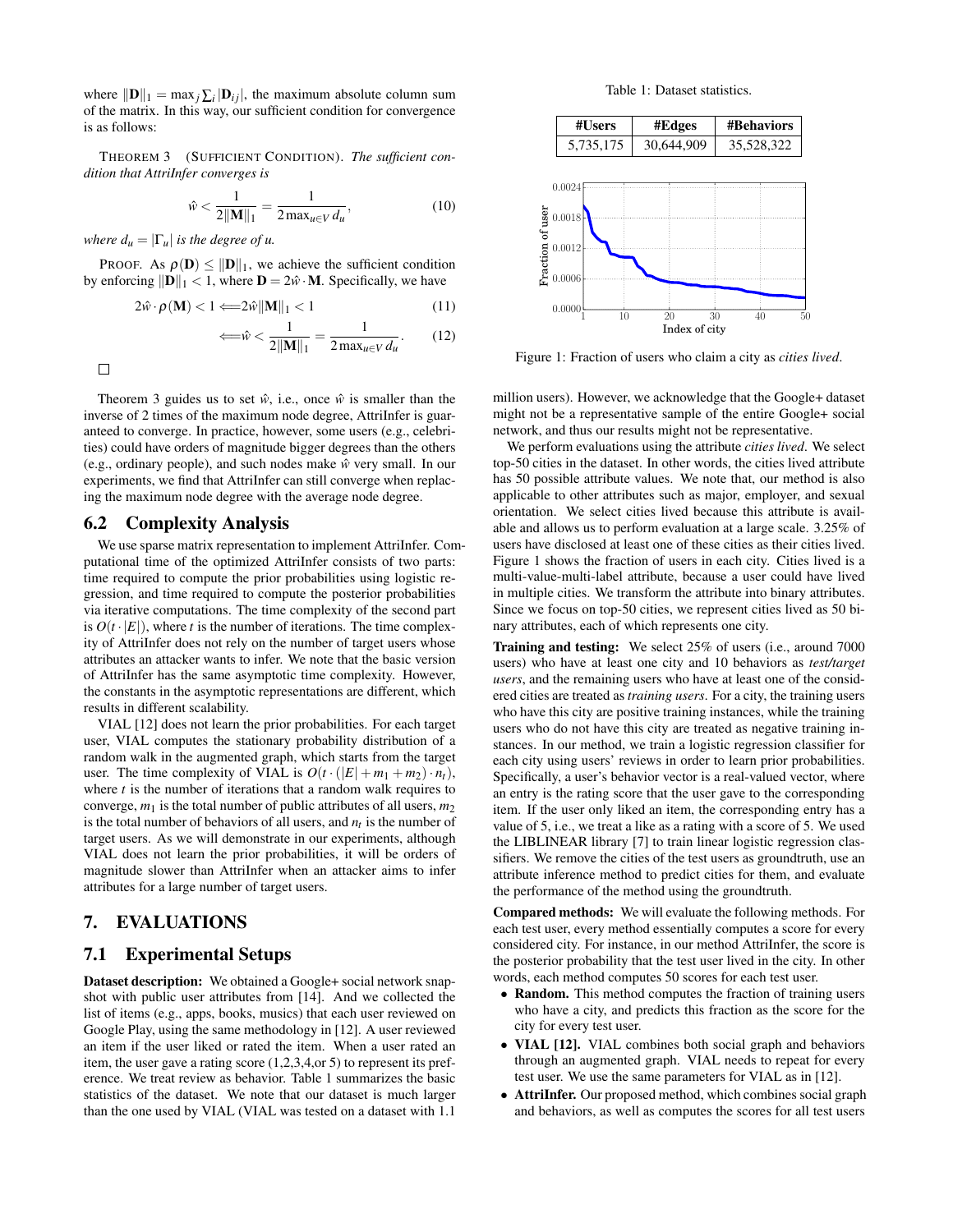where $\|\mathbf{D}\|_1 = \max_j \sum_i |\mathbf{D}_{ij}|$, the maximum absolute column sum of the matrix. In this way, our sufficient condition for convergence is as follows:

THEOREM 3 (SUFFICIENT CONDITION). *The sufficient condition that AttriInfer converges is*

$$\hat{w} < \frac{1}{2\|\mathbf{M}\|_1} = \frac{1}{2\max_{u\in V} d_u}, \tag{10}$$

*where $d_u = |\Gamma_u|$ is the degree of u.*

PROOF. As $\rho(\mathbf{D}) \leq \|\mathbf{D}\|_1$, we achieve the sufficient condition by enforcing $\|\mathbf{D}\|_1 < 1$, where $\mathbf{D} = 2\hat{w}\cdot\mathbf{M}$. Specifically, we have

$$2\hat{w}\cdot\rho(\mathbf{M}) < 1 \Longleftarrow 2\hat{w}\|\mathbf{M}\|_1 < 1 \tag{11}$$

$$\Longleftarrow \hat{w} < \frac{1}{2\|\mathbf{M}\|_1} = \frac{1}{2\max_{u\in V} d_u}. \tag{12}$$

□

Theorem 3 guides us to set $\hat{w}$, i.e., once $\hat{w}$ is smaller than the inverse of 2 times of the maximum node degree, AttriInfer is guaranteed to converge. In practice, however, some users (e.g., celebrities) could have orders of magnitude bigger degrees than the others (e.g., ordinary people), and such nodes make $\hat{w}$ very small. In our experiments, we find that AttriInfer can still converge when replacing the maximum node degree with the average node degree.

## 6.2 Complexity Analysis

We use sparse matrix representation to implement AttriInfer. Computational time of the optimized AttriInfer consists of two parts: time required to compute the prior probabilities using logistic regression, and time required to compute the posterior probabilities via iterative computations. The time complexity of the second part is $O(t\cdot|E|)$, where $t$ is the number of iterations. The time complexity of AttriInfer does not rely on the number of target users whose attributes an attacker wants to infer. We note that the basic version of AttriInfer has the same asymptotic time complexity. However, the constants in the asymptotic representations are different, which results in different scalability.

VIAL [12] does not learn the prior probabilities. For each target user, VIAL computes the stationary probability distribution of a random walk in the augmented graph, which starts from the target user. The time complexity of VIAL is $O(t\cdot(|E|+m_1+m_2)\cdot n_t)$, where $t$ is the number of iterations that a random walk requires to converge, $m_1$ is the total number of public attributes of all users, $m_2$ is the total number of behaviors of all users, and $n_t$ is the number of target users. As we will demonstrate in our experiments, although VIAL does not learn the prior probabilities, it will be orders of magnitude slower than AttriInfer when an attacker aims to infer attributes for a large number of target users.

# 7. EVALUATIONS

## 7.1 Experimental Setups

**Dataset description:** We obtained a Google+ social network snapshot with public user attributes from [14]. And we collected the list of items (e.g., apps, books, musics) that each user reviewed on Google Play, using the same methodology in [12]. A user reviewed an item if the user liked or rated the item. When a user rated an item, the user gave a rating score (1,2,3,4,or 5) to represent its preference. We treat review as behavior. Table 1 summarizes the basic statistics of the dataset. We note that our dataset is much larger than the one used by VIAL (VIAL was tested on a dataset with 1.1 million users). However, we acknowledge that the Google+ dataset might not be a representative sample of the entire Google+ social network, and thus our results might not be representative.

Table 1: Dataset statistics.

| #Users | #Edges | #Behaviors |
|---|---|---|
| 5,735,175 | 30,644,909 | 35,528,322 |

Figure 1: Fraction of users who claim a city as *cities lived*.

We perform evaluations using the attribute *cities lived*. We select top-50 cities in the dataset. In other words, the cities lived attribute has 50 possible attribute values. We note that, our method is also applicable to other attributes such as major, employer, and sexual orientation. We select cities lived because this attribute is available and allows us to perform evaluation at a large scale. 3.25% of users have disclosed at least one of these cities as their cities lived. Figure 1 shows the fraction of users in each city. Cities lived is a multi-value-multi-label attribute, because a user could have lived in multiple cities. We transform the attribute into binary attributes. Since we focus on top-50 cities, we represent cities lived as 50 binary attributes, each of which represents one city.

**Training and testing:** We select 25% of users (i.e., around 7000 users) who have at least one city and 10 behaviors as *test/target users*, and the remaining users who have at least one of the considered cities are treated as *training users*. For a city, the training users who have this city are positive training instances, while the training users who do not have this city are treated as negative training instances. In our method, we train a logistic regression classifier for each city using users' reviews in order to learn prior probabilities. Specifically, a user's behavior vector is a real-valued vector, where an entry is the rating score that the user gave to the corresponding item. If the user only liked an item, the corresponding entry has a value of 5, i.e., we treat a like as a rating with a score of 5. We used the LIBLINEAR library [7] to train linear logistic regression classifiers. We remove the cities of the test users as groundtruth, use an attribute inference method to predict cities for them, and evaluate the performance of the method using the groundtruth.

**Compared methods:** We will evaluate the following methods. For each test user, every method essentially computes a score for every considered city. For instance, in our method AttriInfer, the score is the posterior probability that the test user lived in the city. In other words, each method computes 50 scores for each test user.

- **Random.** This method computes the fraction of training users who have a city, and predicts this fraction as the score for the city for every test user.
- **VIAL [12].** VIAL combines both social graph and behaviors through an augmented graph. VIAL needs to repeat for every test user. We use the same parameters for VIAL as in [12].
- **AttriInfer.** Our proposed method, which combines social graph and behaviors, as well as computes the scores for all test users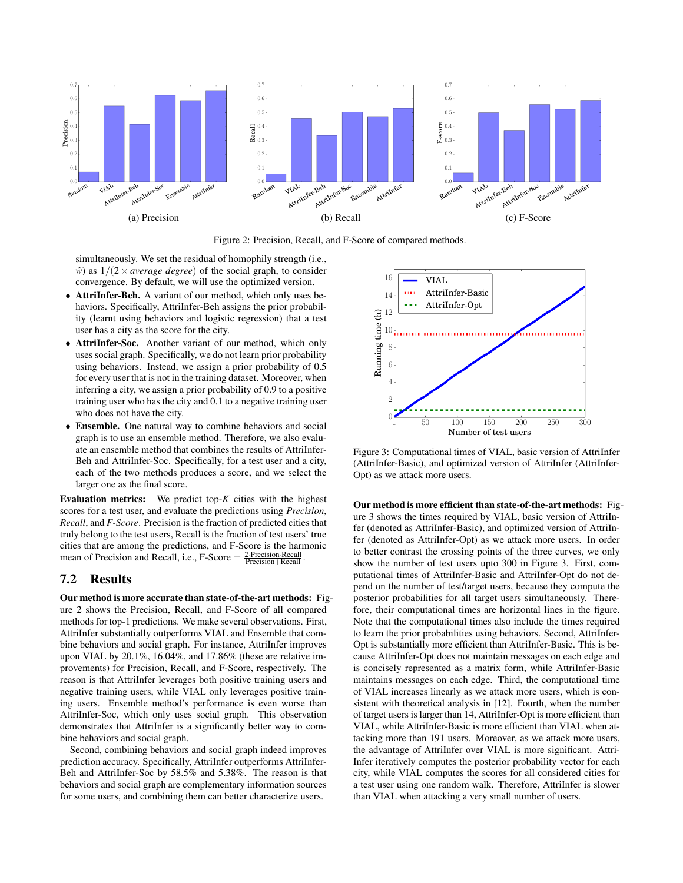Figure 2: Precision, Recall, and F-Score of compared methods.

simultaneously. We set the residual of homophily strength (i.e., $\hat{w}$) as $1/(2 \times \textit{average degree})$ of the social graph, to consider convergence. By default, we will use the optimized version.

- **AttriInfer-Beh.** A variant of our method, which only uses behaviors. Specifically, AttriInfer-Beh assigns the prior probability (learnt using behaviors and logistic regression) that a test user has a city as the score for the city.
- **AttriInfer-Soc.** Another variant of our method, which only uses social graph. Specifically, we do not learn prior probability using behaviors. Instead, we assign a prior probability of 0.5 for every user that is not in the training dataset. Moreover, when inferring a city, we assign a prior probability of 0.9 to a positive training user who has the city and 0.1 to a negative training user who does not have the city.
- **Ensemble.** One natural way to combine behaviors and social graph is to use an ensemble method. Therefore, we also evaluate an ensemble method that combines the results of AttriInfer-Beh and AttriInfer-Soc. Specifically, for a test user and a city, each of the two methods produces a score, and we select the larger one as the final score.

**Evaluation metrics:** We predict top-$K$ cities with the highest scores for a test user, and evaluate the predictions using *Precision*, *Recall*, and *F-Score*. Precision is the fraction of predicted cities that truly belong to the test users, Recall is the fraction of test users' true cities that are among the predictions, and F-Score is the harmonic mean of Precision and Recall, i.e., F-Score $= \frac{2 \cdot \text{Precision} \cdot \text{Recall}}{\text{Precision} + \text{Recall}}$.

## 7.2 Results

**Our method is more accurate than state-of-the-art methods:** Figure 2 shows the Precision, Recall, and F-Score of all compared methods for top-1 predictions. We make several observations. First, AttriInfer substantially outperforms VIAL and Ensemble that combine behaviors and social graph. For instance, AttriInfer improves upon VIAL by 20.1%, 16.04%, and 17.86% (these are relative improvements) for Precision, Recall, and F-Score, respectively. The reason is that AttriInfer leverages both positive training users and negative training users, while VIAL only leverages positive training users. Ensemble method's performance is even worse than AttriInfer-Soc, which only uses social graph. This observation demonstrates that AttriInfer is a significantly better way to combine behaviors and social graph.

Second, combining behaviors and social graph indeed improves prediction accuracy. Specifically, AttriInfer outperforms AttriInfer-Beh and AttriInfer-Soc by 58.5% and 5.38%. The reason is that behaviors and social graph are complementary information sources for some users, and combining them can better characterize users.

Figure 3: Computational times of VIAL, basic version of AttriInfer (AttriInfer-Basic), and optimized version of AttriInfer (AttriInfer-Opt) as we attack more users.

**Our method is more efficient than state-of-the-art methods:** Figure 3 shows the times required by VIAL, basic version of AttriInfer (denoted as AttriInfer-Basic), and optimized version of AttriInfer (denoted as AttriInfer-Opt) as we attack more users. In order to better contrast the crossing points of the three curves, we only show the number of test users upto 300 in Figure 3. First, computational times of AttriInfer-Basic and AttriInfer-Opt do not depend on the number of test/target users, because they compute the posterior probabilities for all target users simultaneously. Therefore, their computational times are horizontal lines in the figure. Note that the computational times also include the times required to learn the prior probabilities using behaviors. Second, AttriInfer-Opt is substantially more efficient than AttriInfer-Basic. This is because AttriInfer-Opt does not maintain messages on each edge and is concisely represented as a matrix form, while AttriInfer-Basic maintains messages on each edge. Third, the computational time of VIAL increases linearly as we attack more users, which is consistent with theoretical analysis in [12]. Fourth, when the number of target users is larger than 14, AttriInfer-Opt is more efficient than VIAL, while AttriInfer-Basic is more efficient than VIAL when attacking more than 191 users. Moreover, as we attack more users, the advantage of AttriInfer over VIAL is more significant. AttriInfer iteratively computes the posterior probability vector for each city, while VIAL computes the scores for all considered cities for a test user using one random walk. Therefore, AttriInfer is slower than VIAL when attacking a very small number of users.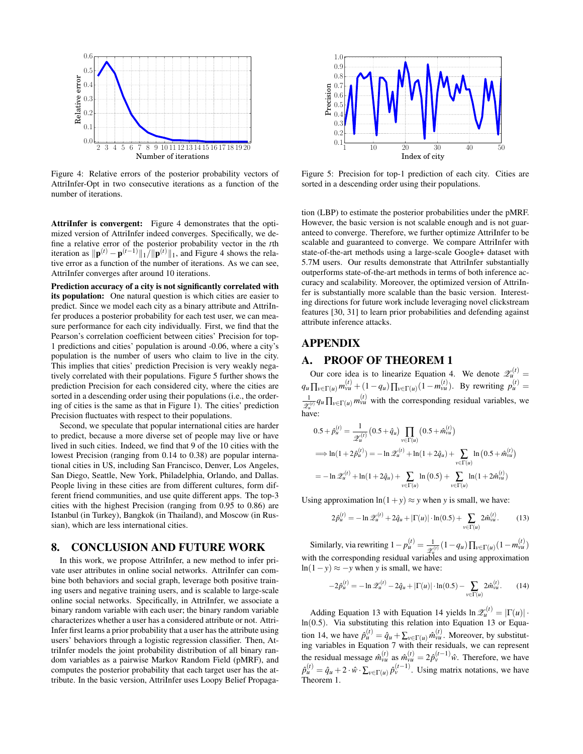Figure 4: Relative errors of the posterior probability vectors of AttriInfer-Opt in two consecutive iterations as a function of the number of iterations.

Figure 5: Precision for top-1 prediction of each city. Cities are sorted in a descending order using their populations.

**AttriInfer is convergent:** Figure 4 demonstrates that the optimized version of AttriInfer indeed converges. Specifically, we define a relative error of the posterior probability vector in the $t$th iteration as $\|\mathbf{p}^{(t)} - \mathbf{p}^{(t-1)}\|_1 / \|\mathbf{p}^{(t)}\|_1$, and Figure 4 shows the relative error as a function of the number of iterations. As we can see, AttriInfer converges after around 10 iterations.

**Prediction accuracy of a city is not significantly correlated with its population:** One natural question is which cities are easier to predict. Since we model each city as a binary attribute and AttriInfer produces a posterior probability for each test user, we can measure performance for each city individually. First, we find that the Pearson's correlation coefficient between cities' Precision for top-1 predictions and cities' population is around -0.06, where a city's population is the number of users who claim to live in the city. This implies that cities' prediction Precision is very weakly negatively correlated with their populations. Figure 5 further shows the prediction Precision for each considered city, where the cities are sorted in a descending order using their populations (i.e., the ordering of cities is the same as that in Figure 1). The cities' prediction Precision fluctuates with respect to their populations.

Second, we speculate that popular international cities are harder to predict, because a more diverse set of people may live or have lived in such cities. Indeed, we find that 9 of the 10 cities with the lowest Precision (ranging from 0.14 to 0.38) are popular international cities in US, including San Francisco, Denver, Los Angeles, San Diego, Seattle, New York, Philadelphia, Orlando, and Dallas. People living in these cities are from different cultures, form different friend communities, and use quite different apps. The top-3 cities with the highest Precision (ranging from 0.95 to 0.86) are Istanbul (in Turkey), Bangkok (in Thailand), and Moscow (in Russian), which are less international cities.

# 8. CONCLUSION AND FUTURE WORK

In this work, we propose AttriInfer, a new method to infer private user attributes in online social networks. AttriInfer can combine both behaviors and social graph, leverage both positive training users and negative training users, and is scalable to large-scale online social networks. Specifically, in AttriInfer, we associate a binary random variable with each user; the binary random variable characterizes whether a user has a considered attribute or not. AttriInfer first learns a prior probability that a user has the attribute using users' behaviors through a logistic regression classifier. Then, AttriInfer models the joint probability distribution of all binary random variables as a pairwise Markov Random Field (pMRF), and computes the posterior probability that each target user has the attribute. In the basic version, AttriInfer uses Loopy Belief Propagation (LBP) to estimate the posterior probabilities under the pMRF. However, the basic version is not scalable enough and is not guaranteed to converge. Therefore, we further optimize AttriInfer to be scalable and guaranteed to converge. We compare AttriInfer with state-of-the-art methods using a large-scale Google+ dataset with 5.7M users. Our results demonstrate that AttriInfer substantially outperforms state-of-the-art methods in terms of both inference accuracy and scalability. Moreover, the optimized version of AttriInfer is substantially more scalable than the basic version. Interesting directions for future work include leveraging novel clickstream features [30, 31] to learn prior probabilities and defending against attribute inference attacks.

# APPENDIX

## A. PROOF OF THEOREM 1

Our core idea is to linearize Equation 4. We denote $\mathscr{Z}_u^{(t)} = q_u \prod_{v \in \Gamma(u)} m_{vu}^{(t)} + (1-q_u) \prod_{v \in \Gamma(u)} (1 - m_{vu}^{(t)})$. By rewriting $p_u^{(t)} = \frac{1}{\mathscr{Z}_u^{(t)}} q_u \prod_{v \in \Gamma(u)} m_{vu}^{(t)}$ with the corresponding residual variables, we have:

$$
\begin{aligned}
0.5 + \hat{p}_u^{(t)} &= \frac{1}{\mathscr{Z}_u^{(t)}} (0.5 + \hat{q}_u) \prod_{v \in \Gamma(u)} \left(0.5 + \hat{m}_{vu}^{(t)}\right) \\
\Longrightarrow \ln(1 + 2\hat{p}_u^{(t)}) &= -\ln \mathscr{Z}_u^{(t)} + \ln(1 + 2\hat{q}_u) + \sum_{v \in \Gamma(u)} \ln\left(0.5 + \hat{m}_{vu}^{(t)}\right) \\
&= -\ln \mathscr{Z}_u^{(t)} + \ln(1 + 2\hat{q}_u) + \sum_{v \in \Gamma(u)} \ln\left(0.5\right) + \sum_{v \in \Gamma(u)} \ln(1 + 2\hat{m}_{vu}^{(t)})
\end{aligned}
$$

Using approximation $\ln(1+y) \approx y$ when $y$ is small, we have:

$$
2\hat{p}_u^{(t)} = -\ln \mathscr{Z}_u^{(t)} + 2\hat{q}_u + |\Gamma(u)| \cdot \ln(0.5) + \sum_{v \in \Gamma(u)} 2\hat{m}_{vu}^{(t)}. \quad (13)
$$

Similarly, via rewriting $1 - p_u^{(t)} = \frac{1}{\mathscr{Z}_u^{(t)}} (1 - q_u) \prod_{v \in \Gamma(u)} (1 - m_{vu}^{(t)})$ with the corresponding residual variables and using approximation $\ln(1-y) \approx -y$ when $y$ is small, we have:

$$
-2\hat{p}_u^{(t)} = -\ln \mathscr{Z}_u^{(t)} - 2\hat{q}_u + |\Gamma(u)| \cdot \ln(0.5) - \sum_{v \in \Gamma(u)} 2\hat{m}_{vu}^{(t)}. \quad (14)
$$

Adding Equation 13 with Equation 14 yields $\ln \mathscr{Z}_u^{(t)} = |\Gamma(u)| \cdot \ln(0.5)$. Via substituting this relation into Equation 13 or Equation 14, we have $\hat{p}_u^{(t)} = \hat{q}_u + \sum_{v \in \Gamma(u)} \hat{m}_{vu}^{(t)}$. Moreover, by substituting variables in Equation 7 with their residuals, we can represent the residual message $\hat{m}_{vu}^{(t)}$ as $\hat{m}_{vu}^{(t)} = 2\hat{p}_v^{(t-1)} \hat{w}$. Therefore, we have $\hat{p}_u^{(t)} = \hat{q}_u + 2 \cdot \hat{w} \cdot \sum_{v \in \Gamma(u)} \hat{p}_v^{(t-1)}$. Using matrix notations, we have Theorem 1.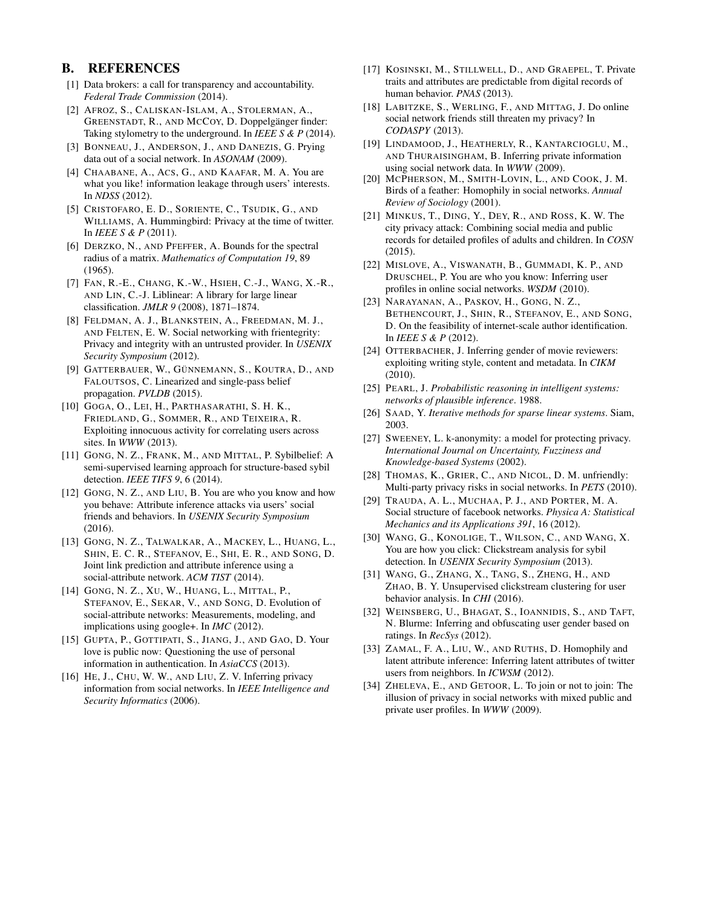## B. REFERENCES

[1] Data brokers: a call for transparency and accountability. *Federal Trade Commission* (2014).

[2] Afroz, S., Caliskan-Islam, A., Stolerman, A., Greenstadt, R., and McCoy, D. Doppelgänger finder: Taking stylometry to the underground. In *IEEE S & P* (2014).

[3] Bonneau, J., Anderson, J., and Danezis, G. Prying data out of a social network. In *ASONAM* (2009).

[4] Chaabane, A., Acs, G., and Kaafar, M. A. You are what you like! information leakage through users' interests. In *NDSS* (2012).

[5] Cristofaro, E. D., Soriente, C., Tsudik, G., and Williams, A. Hummingbird: Privacy at the time of twitter. In *IEEE S & P* (2011).

[6] Derzko, N., and Pfeffer, A. Bounds for the spectral radius of a matrix. *Mathematics of Computation 19*, 89 (1965).

[7] Fan, R.-E., Chang, K.-W., Hsieh, C.-J., Wang, X.-R., and Lin, C.-J. Liblinear: A library for large linear classification. *JMLR 9* (2008), 1871–1874.

[8] Feldman, A. J., Blankstein, A., Freedman, M. J., and Felten, E. W. Social networking with frientegrity: Privacy and integrity with an untrusted provider. In *USENIX Security Symposium* (2012).

[9] Gatterbauer, W., Günnemann, S., Koutra, D., and Faloutsos, C. Linearized and single-pass belief propagation. *PVLDB* (2015).

[10] Goga, O., Lei, H., Parthasarathi, S. H. K., Friedland, G., Sommer, R., and Teixeira, R. Exploiting innocuous activity for correlating users across sites. In *WWW* (2013).

[11] Gong, N. Z., Frank, M., and Mittal, P. Sybilbelief: A semi-supervised learning approach for structure-based sybil detection. *IEEE TIFS 9*, 6 (2014).

[12] Gong, N. Z., and Liu, B. You are who you know and how you behave: Attribute inference attacks via users' social friends and behaviors. In *USENIX Security Symposium* (2016).

[13] Gong, N. Z., Talwalkar, A., Mackey, L., Huang, L., Shin, E. C. R., Stefanov, E., Shi, E. R., and Song, D. Joint link prediction and attribute inference using a social-attribute network. *ACM TIST* (2014).

[14] Gong, N. Z., Xu, W., Huang, L., Mittal, P., Stefanov, E., Sekar, V., and Song, D. Evolution of social-attribute networks: Measurements, modeling, and implications using google+. In *IMC* (2012).

[15] Gupta, P., Gottipati, S., Jiang, J., and Gao, D. Your love is public now: Questioning the use of personal information in authentication. In *AsiaCCS* (2013).

[16] He, J., Chu, W. W., and Liu, Z. V. Inferring privacy information from social networks. In *IEEE Intelligence and Security Informatics* (2006).

[17] Kosinski, M., Stillwell, D., and Graepel, T. Private traits and attributes are predictable from digital records of human behavior. *PNAS* (2013).

[18] Labitzke, S., Werling, F., and Mittag, J. Do online social network friends still threaten my privacy? In *CODASPY* (2013).

[19] Lindamood, J., Heatherly, R., Kantarcioglu, M., and Thuraisingham, B. Inferring private information using social network data. In *WWW* (2009).

[20] McPherson, M., Smith-Lovin, L., and Cook, J. M. Birds of a feather: Homophily in social networks. *Annual Review of Sociology* (2001).

[21] Minkus, T., Ding, Y., Dey, R., and Ross, K. W. The city privacy attack: Combining social media and public records for detailed profiles of adults and children. In *COSN* (2015).

[22] Mislove, A., Viswanath, B., Gummadi, K. P., and Druschel, P. You are who you know: Inferring user profiles in online social networks. *WSDM* (2010).

[23] Narayanan, A., Paskov, H., Gong, N. Z., Bethencourt, J., Shin, R., Stefanov, E., and Song, D. On the feasibility of internet-scale author identification. In *IEEE S & P* (2012).

[24] Otterbacher, J. Inferring gender of movie reviewers: exploiting writing style, content and metadata. In *CIKM* (2010).

[25] Pearl, J. *Probabilistic reasoning in intelligent systems: networks of plausible inference*. 1988.

[26] Saad, Y. *Iterative methods for sparse linear systems*. Siam, 2003.

[27] Sweeney, L. k-anonymity: a model for protecting privacy. *International Journal on Uncertainty, Fuzziness and Knowledge-based Systems* (2002).

[28] Thomas, K., Grier, C., and Nicol, D. M. unfriendly: Multi-party privacy risks in social networks. In *PETS* (2010).

[29] Trauda, A. L., Muchaa, P. J., and Porter, M. A. Social structure of facebook networks. *Physica A: Statistical Mechanics and its Applications 391*, 16 (2012).

[30] Wang, G., Konolige, T., Wilson, C., and Wang, X. You are how you click: Clickstream analysis for sybil detection. In *USENIX Security Symposium* (2013).

[31] Wang, G., Zhang, X., Tang, S., Zheng, H., and Zhao, B. Y. Unsupervised clickstream clustering for user behavior analysis. In *CHI* (2016).

[32] Weinsberg, U., Bhagat, S., Ioannidis, S., and Taft, N. Blurme: Inferring and obfuscating user gender based on ratings. In *RecSys* (2012).

[33] Zamal, F. A., Liu, W., and Ruths, D. Homophily and latent attribute inference: Inferring latent attributes of twitter users from neighbors. In *ICWSM* (2012).

[34] Zheleva, E., and Getoor, L. To join or not to join: The illusion of privacy in social networks with mixed public and private user profiles. In *WWW* (2009).